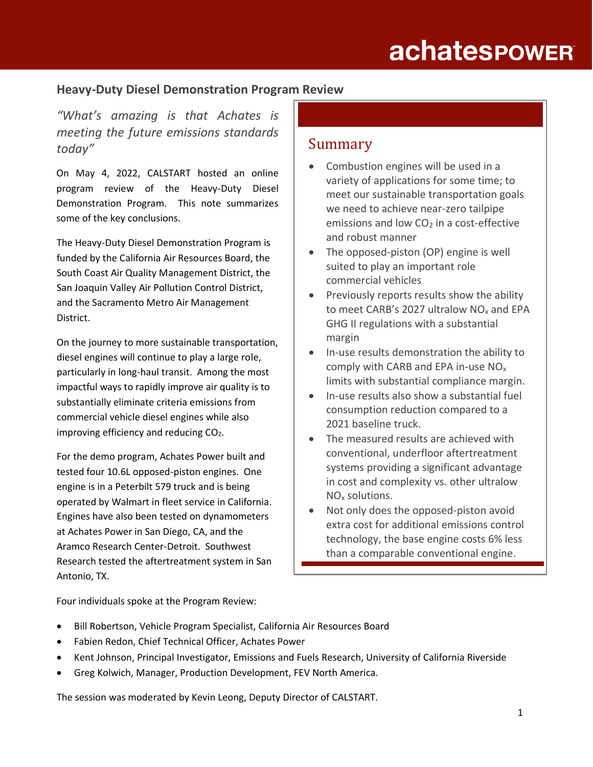achatesPOWER

## Heavy-Duty Diesel Demonstration Program Review

*"What's amazing is that Achates is meeting the future emissions standards today"*

On May 4, 2022, CALSTART hosted an online program review of the Heavy-Duty Diesel Demonstration Program. This note summarizes some of the key conclusions.

The Heavy-Duty Diesel Demonstration Program is funded by the California Air Resources Board, the South Coast Air Quality Management District, the San Joaquin Valley Air Pollution Control District, and the Sacramento Metro Air Management District.

On the journey to more sustainable transportation, diesel engines will continue to play a large role, particularly in long-haul transit. Among the most impactful ways to rapidly improve air quality is to substantially eliminate criteria emissions from commercial vehicle diesel engines while also improving efficiency and reducing $CO_2$.

For the demo program, Achates Power built and tested four 10.6L opposed-piston engines. One engine is in a Peterbilt 579 truck and is being operated by Walmart in fleet service in California. Engines have also been tested on dynamometers at Achates Power in San Diego, CA, and the Aramco Research Center-Detroit. Southwest Research tested the aftertreatment system in San Antonio, TX.

### Summary

- Combustion engines will be used in a variety of applications for some time; to meet our sustainable transportation goals we need to achieve near-zero tailpipe emissions and low $CO_2$ in a cost-effective and robust manner
- The opposed-piston (OP) engine is well suited to play an important role commercial vehicles
- Previously reports results show the ability to meet CARB's 2027 ultralow $NO_x$ and EPA GHG II regulations with a substantial margin
- In-use results demonstration the ability to comply with CARB and EPA in-use $NO_x$ limits with substantial compliance margin.
- In-use results also show a substantial fuel consumption reduction compared to a 2021 baseline truck.
- The measured results are achieved with conventional, underfloor aftertreatment systems providing a significant advantage in cost and complexity vs. other ultralow $NO_x$ solutions.
- Not only does the opposed-piston avoid extra cost for additional emissions control technology, the base engine costs 6% less than a comparable conventional engine.

Four individuals spoke at the Program Review:

- Bill Robertson, Vehicle Program Specialist, California Air Resources Board
- Fabien Redon, Chief Technical Officer, Achates Power
- Kent Johnson, Principal Investigator, Emissions and Fuels Research, University of California Riverside
- Greg Kolwich, Manager, Production Development, FEV North America.

The session was moderated by Kevin Leong, Deputy Director of CALSTART.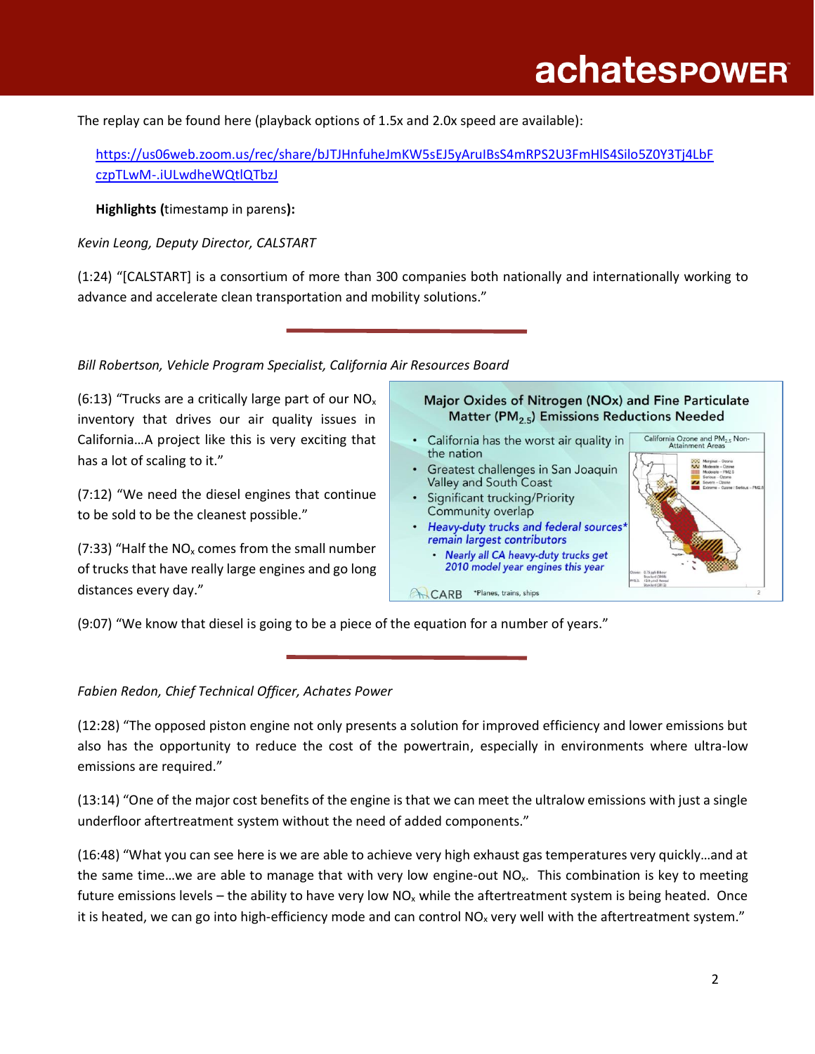The replay can be found here (playback options of 1.5x and 2.0x speed are available):

[https://us06web.zoom.us/rec/share/bJTJHnfuheJmKW5sEJ5yAruIBsS4mRPS2U3FmHlS4Silo5Z0Y3Tj4LbFczpTLwM-.iULwdheWQtlQTbzJ](https://us06web.zoom.us/rec/share/bJTJHnfuheJmKW5sEJ5yAruIBsS4mRPS2U3FmHlS4Silo5Z0Y3Tj4LbFczpTLwM-.iULwdheWQtlQTbzJ)

**Highlights (**timestamp in parens**):**

*Kevin Leong, Deputy Director, CALSTART*

(1:24) "[CALSTART] is a consortium of more than 300 companies both nationally and internationally working to advance and accelerate clean transportation and mobility solutions."

---

*Bill Robertson, Vehicle Program Specialist, California Air Resources Board*

(6:13) "Trucks are a critically large part of our $NO_x$ inventory that drives our air quality issues in California…A project like this is very exciting that has a lot of scaling to it."

(7:12) "We need the diesel engines that continue to be sold to be the cleanest possible."

(7:33) "Half the $NO_x$ comes from the small number of trucks that have really large engines and go long distances every day."

**Major Oxides of Nitrogen (NOx) and Fine Particulate Matter ($PM_{2.5}$) Emissions Reductions Needed**

- California has the worst air quality in the nation
- Greatest challenges in San Joaquin Valley and South Coast
- Significant trucking/Priority Community overlap
- *Heavy-duty trucks and federal sources* remain largest contributors*
  - *Nearly all CA heavy-duty trucks get 2010 model year engines this year*

*Planes, trains, ships

(9:07) "We know that diesel is going to be a piece of the equation for a number of years."

---

*Fabien Redon, Chief Technical Officer, Achates Power*

(12:28) "The opposed piston engine not only presents a solution for improved efficiency and lower emissions but also has the opportunity to reduce the cost of the powertrain, especially in environments where ultra-low emissions are required."

(13:14) "One of the major cost benefits of the engine is that we can meet the ultralow emissions with just a single underfloor aftertreatment system without the need of added components."

(16:48) "What you can see here is we are able to achieve very high exhaust gas temperatures very quickly…and at the same time…we are able to manage that with very low engine-out $NO_x$. This combination is key to meeting future emissions levels – the ability to have very low $NO_x$ while the aftertreatment system is being heated. Once it is heated, we can go into high-efficiency mode and can control $NO_x$ very well with the aftertreatment system."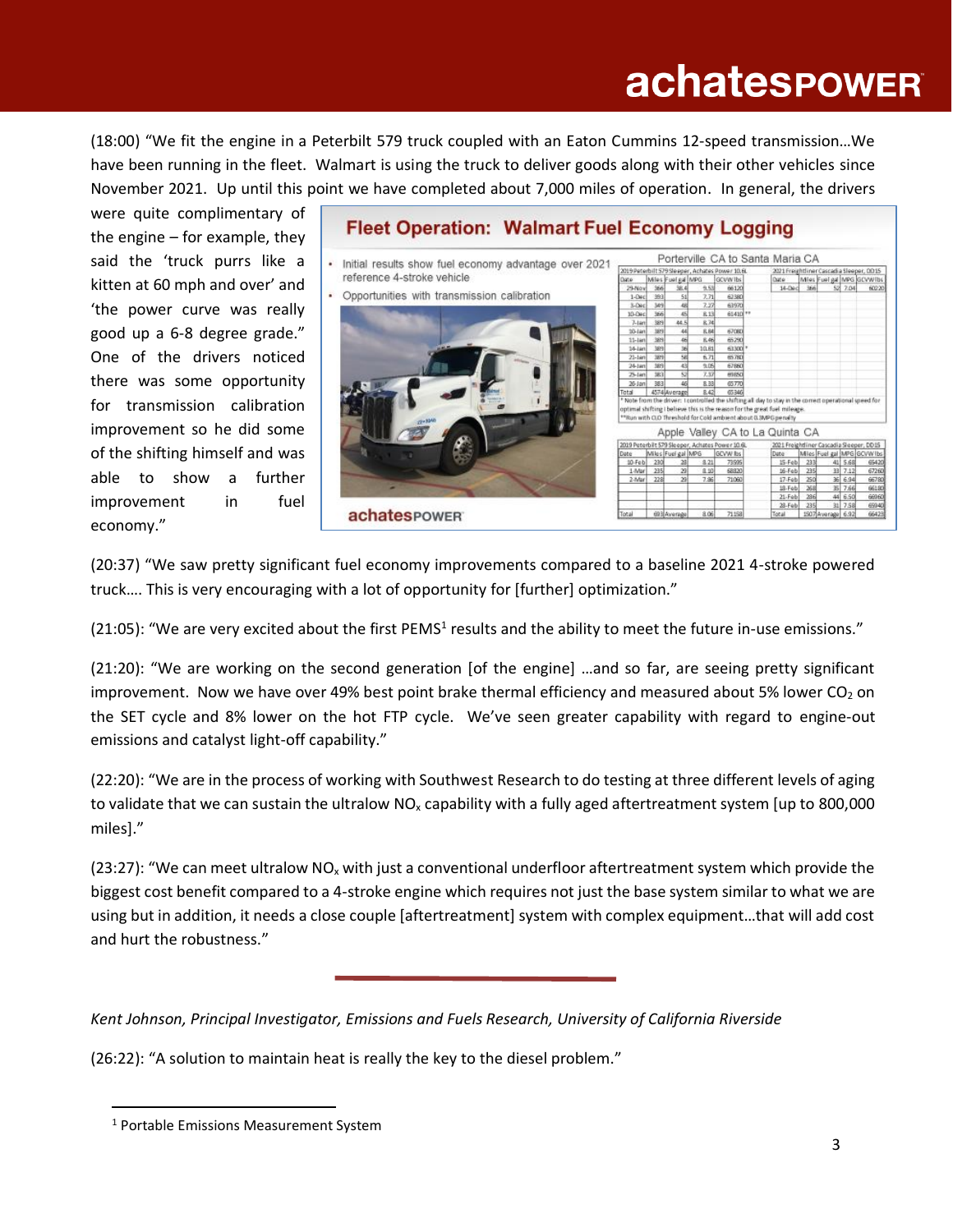(18:00) "We fit the engine in a Peterbilt 579 truck coupled with an Eaton Cummins 12-speed transmission…We have been running in the fleet. Walmart is using the truck to deliver goods along with their other vehicles since November 2021. Up until this point we have completed about 7,000 miles of operation. In general, the drivers were quite complimentary of the engine – for example, they said the 'truck purrs like a kitten at 60 mph and over' and 'the power curve was really good up a 6-8 degree grade.' One of the drivers noticed there was some opportunity for transmission calibration improvement so he did some of the shifting himself and was able to show a further improvement in fuel economy."

## Fleet Operation: Walmart Fuel Economy Logging

- Initial results show fuel economy advantage over 2021 reference 4-stroke vehicle
- Opportunities with transmission calibration

**Porterville CA to Santa Maria CA**

| 2019 Peterbilt 579 Sleeper, Achates Power 10.6L | | | | | 2021 Freightliner Cascadia Sleeper, DD15 | | | | |
|---|---|---|---|---|---|---|---|---|---|
| Date | Miles | Fuel gal | MPG | GCVW lbs | Date | Miles | Fuel gal | MPG | GCVW lbs |
| 29-Nov | 366 | 38.4 | 9.53 | 66120 | 14-Dec | 366 | 52 | 7.04 | 60220 |
| 1-Dec | 393 | 51 | 7.71 | 62380 | | | | | |
| 3-Dec | 349 | 48 | 7.27 | 63970 | | | | | |
| 10-Dec | 366 | 45 | 8.13 | 61410 ** | | | | | |
| 7-Jan | 389 | 44.5 | 8.74 | | | | | | |
| 10-Jan | 389 | 44 | 8.84 | 67080 | | | | | |
| 11-Jan | 389 | 46 | 8.46 | 65290 | | | | | |
| 14-Jan | 389 | 36 | 10.81 | 63300 * | | | | | |
| 21-Jan | 389 | 58 | 6.71 | 65780 | | | | | |
| 24-Jan | 389 | 43 | 9.05 | 67880 | | | | | |
| 25-Jan | 383 | 52 | 7.37 | 69850 | | | | | |
| 26-Jan | 383 | 46 | 8.33 | 65770 | | | | | |
| Total | 4574 | Average | 8.42 | 65346 | | | | | |

\* Note from the driver: I controlled the shifting all day to stay in the correct operational speed for optimal shifting I believe this is the reason for the great fuel mileage.
\*\*Run with CLD Threshold for Cold ambient about 0.3MPG penalty

**Apple Valley CA to La Quinta CA**

| 2019 Peterbilt 579 Sleeper, Achates Power 10.6L | | | | | 2021 Freightliner Cascadia Sleeper, DD15 | | | | |
|---|---|---|---|---|---|---|---|---|---|
| Date | Miles | Fuel gal | MPG | GCVW lbs | Date | Miles | Fuel gal | MPG | GCVW lbs |
| 10-Feb | 230 | 28 | 8.21 | 73595 | 15-Feb | 233 | 41 | 5.68 | 65420 |
| 1-Mar | 235 | 29 | 8.10 | 68820 | 16-Feb | 235 | 33 | 7.12 | 67260 |
| 2-Mar | 228 | 29 | 7.86 | 71060 | 17-Feb | 250 | 36 | 6.94 | 66780 |
| | | | | | 18-Feb | 268 | 35 | 7.66 | 66180 |
| | | | | | 21-Feb | 286 | 44 | 6.50 | 66960 |
| | | | | | 28-Feb | 235 | 31 | 7.58 | 65940 |
| Total | 693 | Average | 8.06 | 71158 | Total | 1507 | Average | 6.92 | 66423 |

(20:37) "We saw pretty significant fuel economy improvements compared to a baseline 2021 4-stroke powered truck…. This is very encouraging with a lot of opportunity for [further] optimization."

(21:05): "We are very excited about the first PEMS[1] results and the ability to meet the future in-use emissions."

(21:20): "We are working on the second generation [of the engine] …and so far, are seeing pretty significant improvement. Now we have over 49% best point brake thermal efficiency and measured about 5% lower $CO_2$ on the SET cycle and 8% lower on the hot FTP cycle. We've seen greater capability with regard to engine-out emissions and catalyst light-off capability."

(22:20): "We are in the process of working with Southwest Research to do testing at three different levels of aging to validate that we can sustain the ultralow $NO_x$ capability with a fully aged aftertreatment system [up to 800,000 miles]."

(23:27): "We can meet ultralow $NO_x$ with just a conventional underfloor aftertreatment system which provide the biggest cost benefit compared to a 4-stroke engine which requires not just the base system similar to what we are using but in addition, it needs a close couple [aftertreatment] system with complex equipment…that will add cost and hurt the robustness."

---

*Kent Johnson, Principal Investigator, Emissions and Fuels Research, University of California Riverside*

(26:22): "A solution to maintain heat is really the key to the diesel problem."

[1] Portable Emissions Measurement System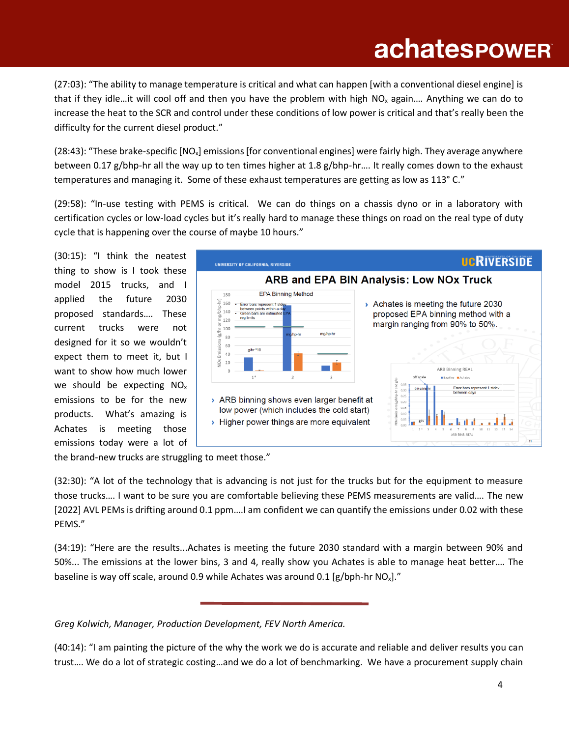(27:03): "The ability to manage temperature is critical and what can happen [with a conventional diesel engine] is that if they idle…it will cool off and then you have the problem with high $NO_x$ again…. Anything we can do to increase the heat to the SCR and control under these conditions of low power is critical and that's really been the difficulty for the current diesel product."

(28:43): "These brake-specific [$NO_x$] emissions [for conventional engines] were fairly high. They average anywhere between 0.17 g/bhp-hr all the way up to ten times higher at 1.8 g/bhp-hr…. It really comes down to the exhaust temperatures and managing it. Some of these exhaust temperatures are getting as low as 113° C."

(29:58): "In-use testing with PEMS is critical. We can do things on a chassis dyno or in a laboratory with certification cycles or low-load cycles but it's really hard to manage these things on road on the real type of duty cycle that is happening over the course of maybe 10 hours."

(30:15): "I think the neatest thing to show is I took these model 2015 trucks, and I applied the future 2030 proposed standards…. These current trucks were not designed for it so we wouldn't expect them to meet it, but I want to show how much lower we should be expecting $NO_x$ emissions to be for the new products. What's amazing is Achates is meeting those emissions today were a lot of the brand-new trucks are struggling to meet those."

(32:30): "A lot of the technology that is advancing is not just for the trucks but for the equipment to measure those trucks…. I want to be sure you are comfortable believing these PEMS measurements are valid…. The new [2022] AVL PEMs is drifting around 0.1 ppm….I am confident we can quantify the emissions under 0.02 with these PEMS."

(34:19): "Here are the results...Achates is meeting the future 2030 standard with a margin between 90% and 50%... The emissions at the lower bins, 3 and 4, really show you Achates is able to manage heat better…. The baseline is way off scale, around 0.9 while Achates was around 0.1 [g/bph-hr $NO_x$]."

---

*Greg Kolwich, Manager, Production Development, FEV North America.*

(40:14): "I am painting the picture of the why the work we do is accurate and reliable and deliver results you can trust…. We do a lot of strategic costing…and we do a lot of benchmarking. We have a procurement supply chain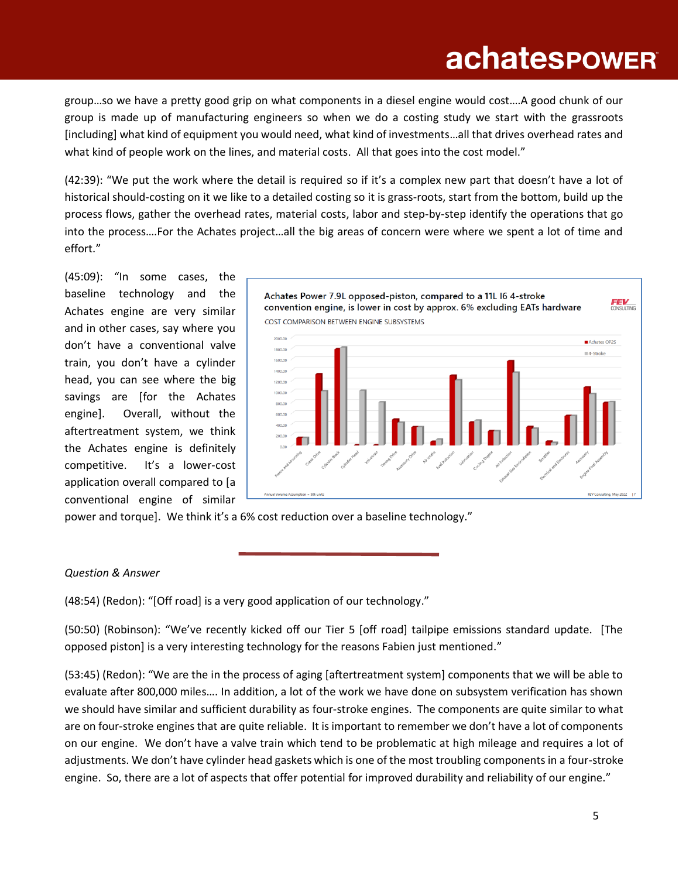group…so we have a pretty good grip on what components in a diesel engine would cost….A good chunk of our group is made up of manufacturing engineers so when we do a costing study we start with the grassroots [including] what kind of equipment you would need, what kind of investments…all that drives overhead rates and what kind of people work on the lines, and material costs. All that goes into the cost model."

(42:39): "We put the work where the detail is required so if it's a complex new part that doesn't have a lot of historical should-costing on it we like to a detailed costing so it is grass-roots, start from the bottom, build up the process flows, gather the overhead rates, material costs, labor and step-by-step identify the operations that go into the process….For the Achates project…all the big areas of concern were where we spent a lot of time and effort."

(45:09): "In some cases, the baseline technology and the Achates engine are very similar and in other cases, say where you don't have a conventional valve train, you don't have a cylinder head, you can see where the big savings are [for the Achates engine]. Overall, without the aftertreatment system, we think the Achates engine is definitely competitive. It's a lower-cost application overall compared to [a conventional engine of similar power and torque]. We think it's a 6% cost reduction over a baseline technology."

Achates Power 7.9L opposed-piston, compared to a 11L I6 4-stroke convention engine, is lower in cost by approx. 6% excluding EATs hardware

COST COMPARISON BETWEEN ENGINE SUBSYSTEMS

---

*Question & Answer*

(48:54) (Redon): "[Off road] is a very good application of our technology."

(50:50) (Robinson): "We've recently kicked off our Tier 5 [off road] tailpipe emissions standard update. [The opposed piston] is a very interesting technology for the reasons Fabien just mentioned."

(53:45) (Redon): "We are the in the process of aging [aftertreatment system] components that we will be able to evaluate after 800,000 miles…. In addition, a lot of the work we have done on subsystem verification has shown we should have similar and sufficient durability as four-stroke engines. The components are quite similar to what are on four-stroke engines that are quite reliable. It is important to remember we don't have a lot of components on our engine. We don't have a valve train which tend to be problematic at high mileage and requires a lot of adjustments. We don't have cylinder head gaskets which is one of the most troubling components in a four-stroke engine. So, there are a lot of aspects that offer potential for improved durability and reliability of our engine."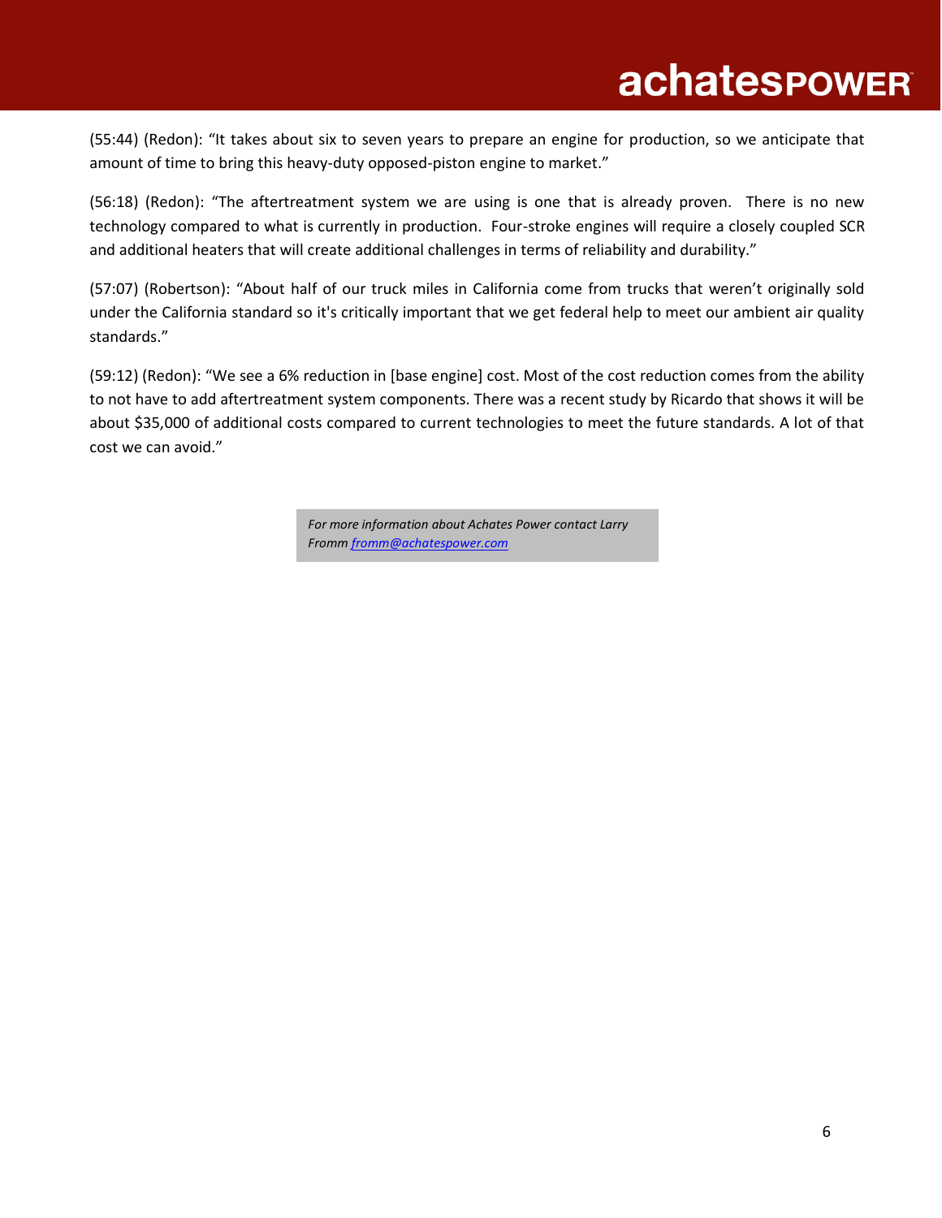(55:44) (Redon): "It takes about six to seven years to prepare an engine for production, so we anticipate that amount of time to bring this heavy-duty opposed-piston engine to market."

(56:18) (Redon): "The aftertreatment system we are using is one that is already proven. There is no new technology compared to what is currently in production. Four-stroke engines will require a closely coupled SCR and additional heaters that will create additional challenges in terms of reliability and durability."

(57:07) (Robertson): "About half of our truck miles in California come from trucks that weren't originally sold under the California standard so it's critically important that we get federal help to meet our ambient air quality standards."

(59:12) (Redon): "We see a 6% reduction in [base engine] cost. Most of the cost reduction comes from the ability to not have to add aftertreatment system components. There was a recent study by Ricardo that shows it will be about $35,000 of additional costs compared to current technologies to meet the future standards. A lot of that cost we can avoid."

*For more information about Achates Power contact Larry Fromm [fromm@achatespower.com](mailto:fromm@achatespower.com)*